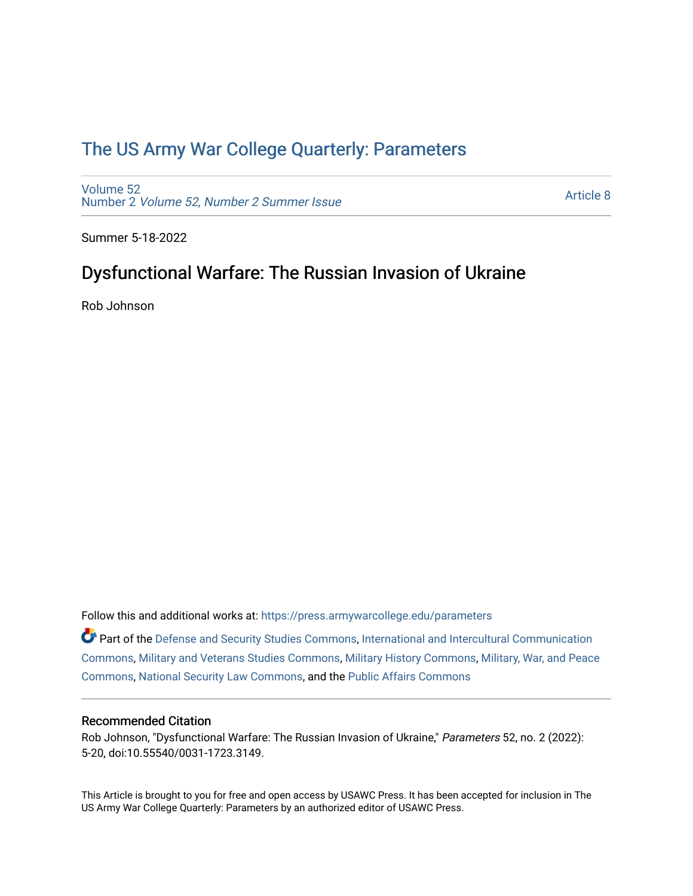# The US Army War College Quarterly: Parameters

Volume 52
Number 2 *Volume 52, Number 2 Summer Issue*

Article 8

Summer 5-18-2022

## Dysfunctional Warfare: The Russian Invasion of Ukraine

Rob Johnson

Follow this and additional works at: https://press.armywarcollege.edu/parameters

Part of the Defense and Security Studies Commons, International and Intercultural Communication Commons, Military and Veterans Studies Commons, Military History Commons, Military, War, and Peace Commons, National Security Law Commons, and the Public Affairs Commons

### Recommended Citation

Rob Johnson, "Dysfunctional Warfare: The Russian Invasion of Ukraine," *Parameters* 52, no. 2 (2022): 5-20, doi:10.55540/0031-1723.3149.

This Article is brought to you for free and open access by USAWC Press. It has been accepted for inclusion in The US Army War College Quarterly: Parameters by an authorized editor of USAWC Press.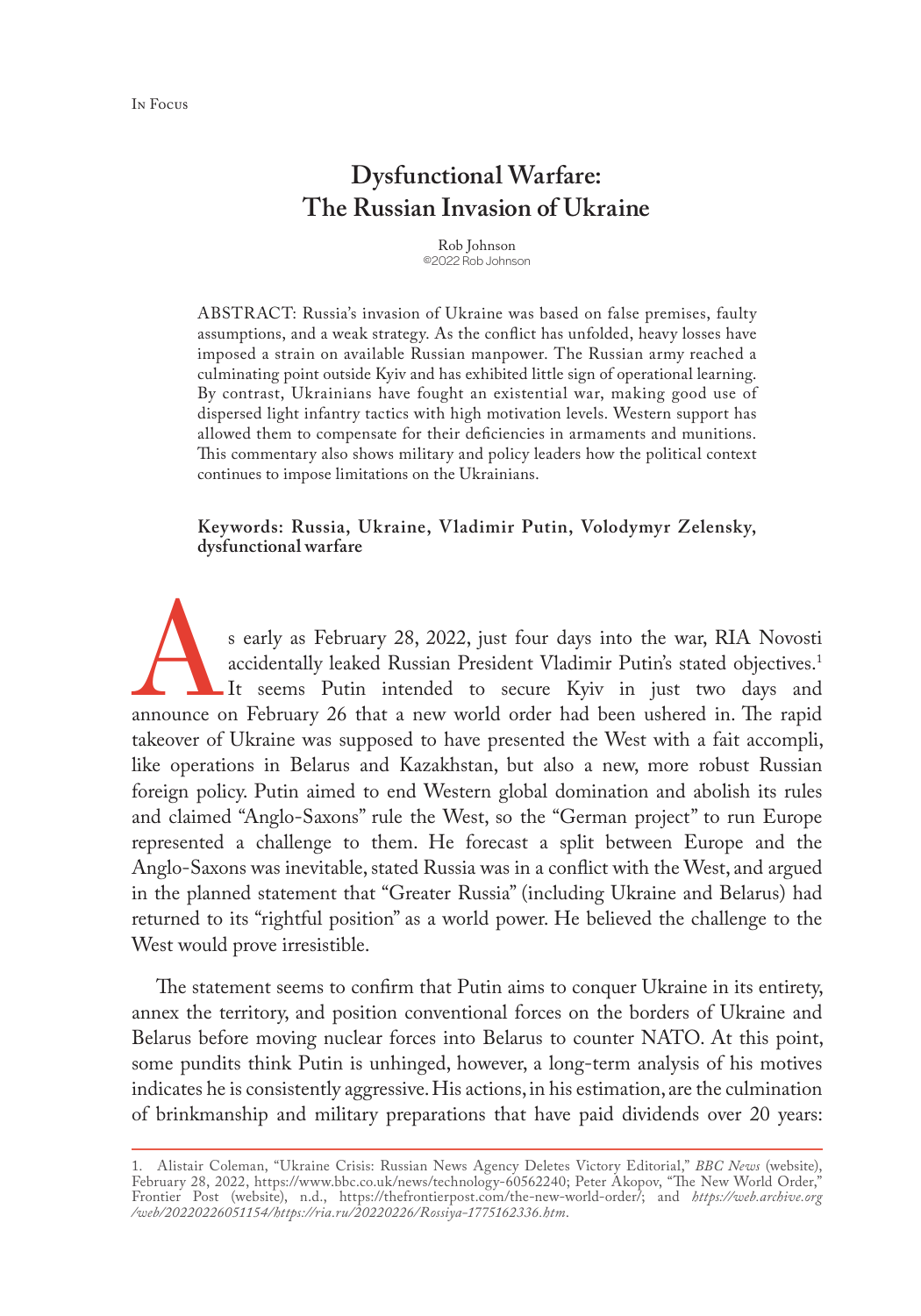# Dysfunctional Warfare: The Russian Invasion of Ukraine

Rob Johnson
©2022 Rob Johnson

ABSTRACT: Russia's invasion of Ukraine was based on false premises, faulty assumptions, and a weak strategy. As the conflict has unfolded, heavy losses have imposed a strain on available Russian manpower. The Russian army reached a culminating point outside Kyiv and has exhibited little sign of operational learning. By contrast, Ukrainians have fought an existential war, making good use of dispersed light infantry tactics with high motivation levels. Western support has allowed them to compensate for their deficiencies in armaments and munitions. This commentary also shows military and policy leaders how the political context continues to impose limitations on the Ukrainians.

**Keywords: Russia, Ukraine, Vladimir Putin, Volodymyr Zelensky, dysfunctional warfare**

As early as February 28, 2022, just four days into the war, RIA Novosti accidentally leaked Russian President Vladimir Putin's stated objectives.[1] It seems Putin intended to secure Kyiv in just two days and announce on February 26 that a new world order had been ushered in. The rapid takeover of Ukraine was supposed to have presented the West with a fait accompli, like operations in Belarus and Kazakhstan, but also a new, more robust Russian foreign policy. Putin aimed to end Western global domination and abolish its rules and claimed "Anglo-Saxons" rule the West, so the "German project" to run Europe represented a challenge to them. He forecast a split between Europe and the Anglo-Saxons was inevitable, stated Russia was in a conflict with the West, and argued in the planned statement that "Greater Russia" (including Ukraine and Belarus) had returned to its "rightful position" as a world power. He believed the challenge to the West would prove irresistible.

The statement seems to confirm that Putin aims to conquer Ukraine in its entirety, annex the territory, and position conventional forces on the borders of Ukraine and Belarus before moving nuclear forces into Belarus to counter NATO. At this point, some pundits think Putin is unhinged, however, a long-term analysis of his motives indicates he is consistently aggressive. His actions, in his estimation, are the culmination of brinkmanship and military preparations that have paid dividends over 20 years:

1. Alistair Coleman, "Ukraine Crisis: Russian News Agency Deletes Victory Editorial," *BBC News* (website), February 28, 2022, https://www.bbc.co.uk/news/technology-60562240; Peter Akopov, "The New World Order," Frontier Post (website), n.d., https://thefrontierpost.com/the-new-world-order/; and *https://web.archive.org/web/20220226051154/https://ria.ru/20220226/Rossiya-1775162336.htm*.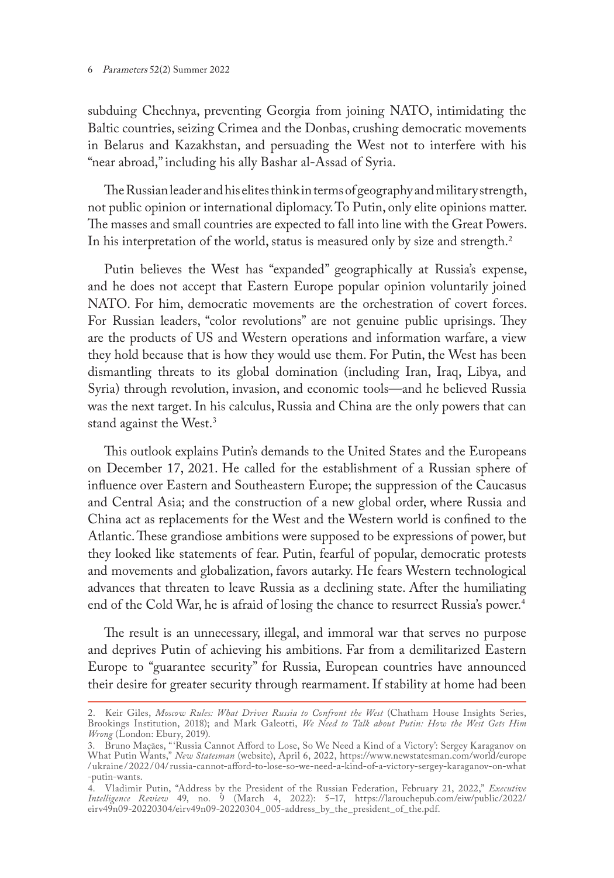subduing Chechnya, preventing Georgia from joining NATO, intimidating the Baltic countries, seizing Crimea and the Donbas, crushing democratic movements in Belarus and Kazakhstan, and persuading the West not to interfere with his "near abroad," including his ally Bashar al-Assad of Syria.

The Russian leader and his elites think in terms of geography and military strength, not public opinion or international diplomacy. To Putin, only elite opinions matter. The masses and small countries are expected to fall into line with the Great Powers. In his interpretation of the world, status is measured only by size and strength.[2]

Putin believes the West has "expanded" geographically at Russia's expense, and he does not accept that Eastern Europe popular opinion voluntarily joined NATO. For him, democratic movements are the orchestration of covert forces. For Russian leaders, "color revolutions" are not genuine public uprisings. They are the products of US and Western operations and information warfare, a view they hold because that is how they would use them. For Putin, the West has been dismantling threats to its global domination (including Iran, Iraq, Libya, and Syria) through revolution, invasion, and economic tools—and he believed Russia was the next target. In his calculus, Russia and China are the only powers that can stand against the West.[3]

This outlook explains Putin's demands to the United States and the Europeans on December 17, 2021. He called for the establishment of a Russian sphere of influence over Eastern and Southeastern Europe; the suppression of the Caucasus and Central Asia; and the construction of a new global order, where Russia and China act as replacements for the West and the Western world is confined to the Atlantic. These grandiose ambitions were supposed to be expressions of power, but they looked like statements of fear. Putin, fearful of popular, democratic protests and movements and globalization, favors autarky. He fears Western technological advances that threaten to leave Russia as a declining state. After the humiliating end of the Cold War, he is afraid of losing the chance to resurrect Russia's power.[4]

The result is an unnecessary, illegal, and immoral war that serves no purpose and deprives Putin of achieving his ambitions. Far from a demilitarized Eastern Europe to "guarantee security" for Russia, European countries have announced their desire for greater security through rearmament. If stability at home had been

---

2. Keir Giles, *Moscow Rules: What Drives Russia to Confront the West* (Chatham House Insights Series, Brookings Institution, 2018); and Mark Galeotti, *We Need to Talk about Putin: How the West Gets Him Wrong* (London: Ebury, 2019).

3. Bruno Maçães, "'Russia Cannot Afford to Lose, So We Need a Kind of a Victory': Sergey Karaganov on What Putin Wants," *New Statesman* (website), April 6, 2022, https://www.newstatesman.com/world/europe/ukraine/2022/04/russia-cannot-afford-to-lose-so-we-need-a-kind-of-a-victory-sergey-karaganov-on-what-putin-wants.

4. Vladimir Putin, "Address by the President of the Russian Federation, February 21, 2022," *Executive Intelligence Review* 49, no. 9 (March 4, 2022): 5–17, https://larouchepub.com/eiw/public/2022/eirv49n09-20220304/eirv49n09-20220304_005-address_by_the_president_of_the.pdf.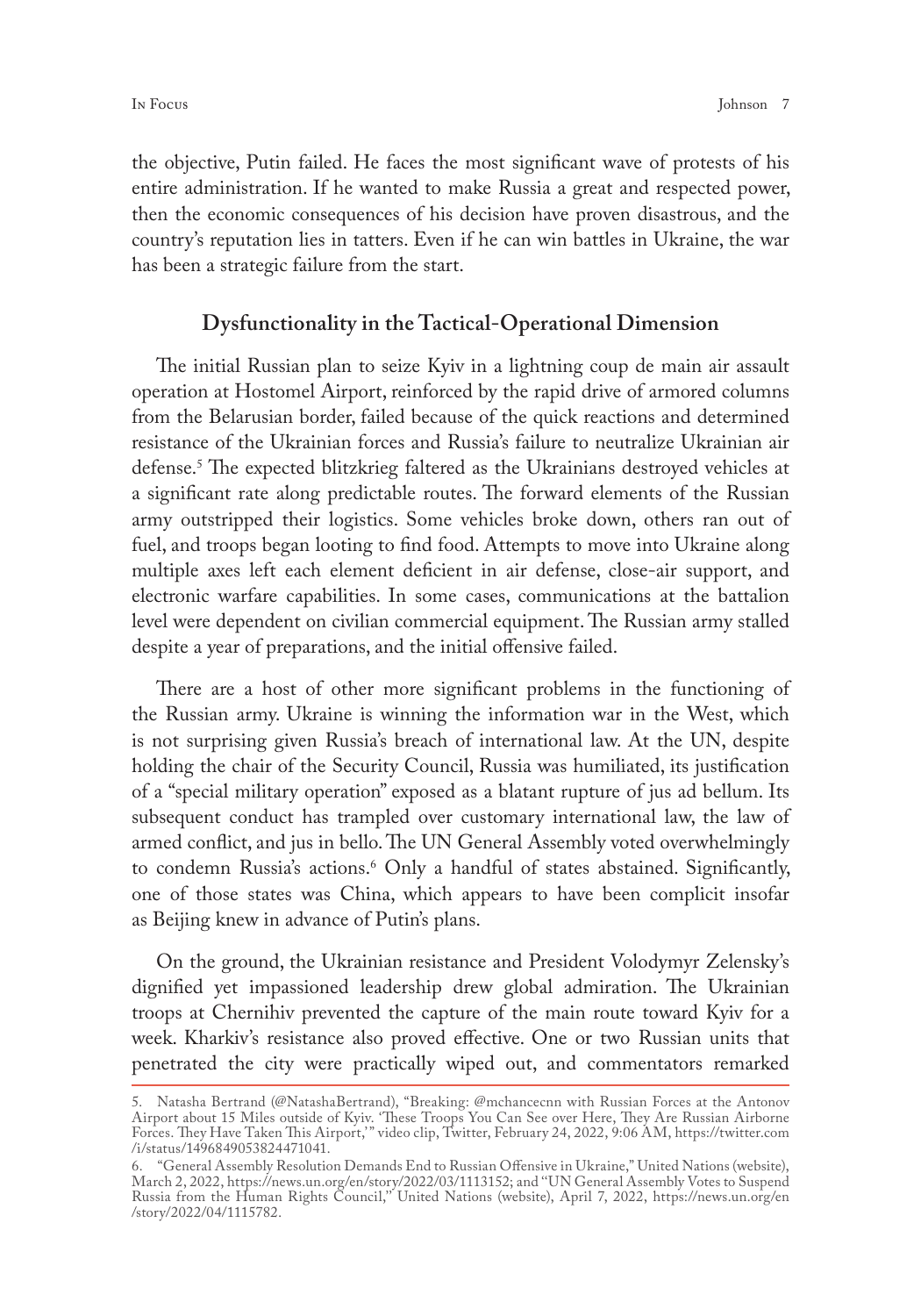the objective, Putin failed. He faces the most significant wave of protests of his entire administration. If he wanted to make Russia a great and respected power, then the economic consequences of his decision have proven disastrous, and the country's reputation lies in tatters. Even if he can win battles in Ukraine, the war has been a strategic failure from the start.

## Dysfunctionality in the Tactical-Operational Dimension

The initial Russian plan to seize Kyiv in a lightning coup de main air assault operation at Hostomel Airport, reinforced by the rapid drive of armored columns from the Belarusian border, failed because of the quick reactions and determined resistance of the Ukrainian forces and Russia's failure to neutralize Ukrainian air defense.[5] The expected blitzkrieg faltered as the Ukrainians destroyed vehicles at a significant rate along predictable routes. The forward elements of the Russian army outstripped their logistics. Some vehicles broke down, others ran out of fuel, and troops began looting to find food. Attempts to move into Ukraine along multiple axes left each element deficient in air defense, close-air support, and electronic warfare capabilities. In some cases, communications at the battalion level were dependent on civilian commercial equipment. The Russian army stalled despite a year of preparations, and the initial offensive failed.

There are a host of other more significant problems in the functioning of the Russian army. Ukraine is winning the information war in the West, which is not surprising given Russia's breach of international law. At the UN, despite holding the chair of the Security Council, Russia was humiliated, its justification of a "special military operation" exposed as a blatant rupture of jus ad bellum. Its subsequent conduct has trampled over customary international law, the law of armed conflict, and jus in bello. The UN General Assembly voted overwhelmingly to condemn Russia's actions.[6] Only a handful of states abstained. Significantly, one of those states was China, which appears to have been complicit insofar as Beijing knew in advance of Putin's plans.

On the ground, the Ukrainian resistance and President Volodymyr Zelensky's dignified yet impassioned leadership drew global admiration. The Ukrainian troops at Chernihiv prevented the capture of the main route toward Kyiv for a week. Kharkiv's resistance also proved effective. One or two Russian units that penetrated the city were practically wiped out, and commentators remarked

---

5. Natasha Bertrand (@NatashaBertrand), "Breaking: @mchancecnn with Russian Forces at the Antonov Airport about 15 Miles outside of Kyiv. 'These Troops You Can See over Here, They Are Russian Airborne Forces. They Have Taken This Airport,'" video clip, Twitter, February 24, 2022, 9:06 AM, https://twitter.com/i/status/1496849053824471041.

6. "General Assembly Resolution Demands End to Russian Offensive in Ukraine," United Nations (website), March 2, 2022, https://news.un.org/en/story/2022/03/1113152; and "UN General Assembly Votes to Suspend Russia from the Human Rights Council," United Nations (website), April 7, 2022, https://news.un.org/en/story/2022/04/1115782.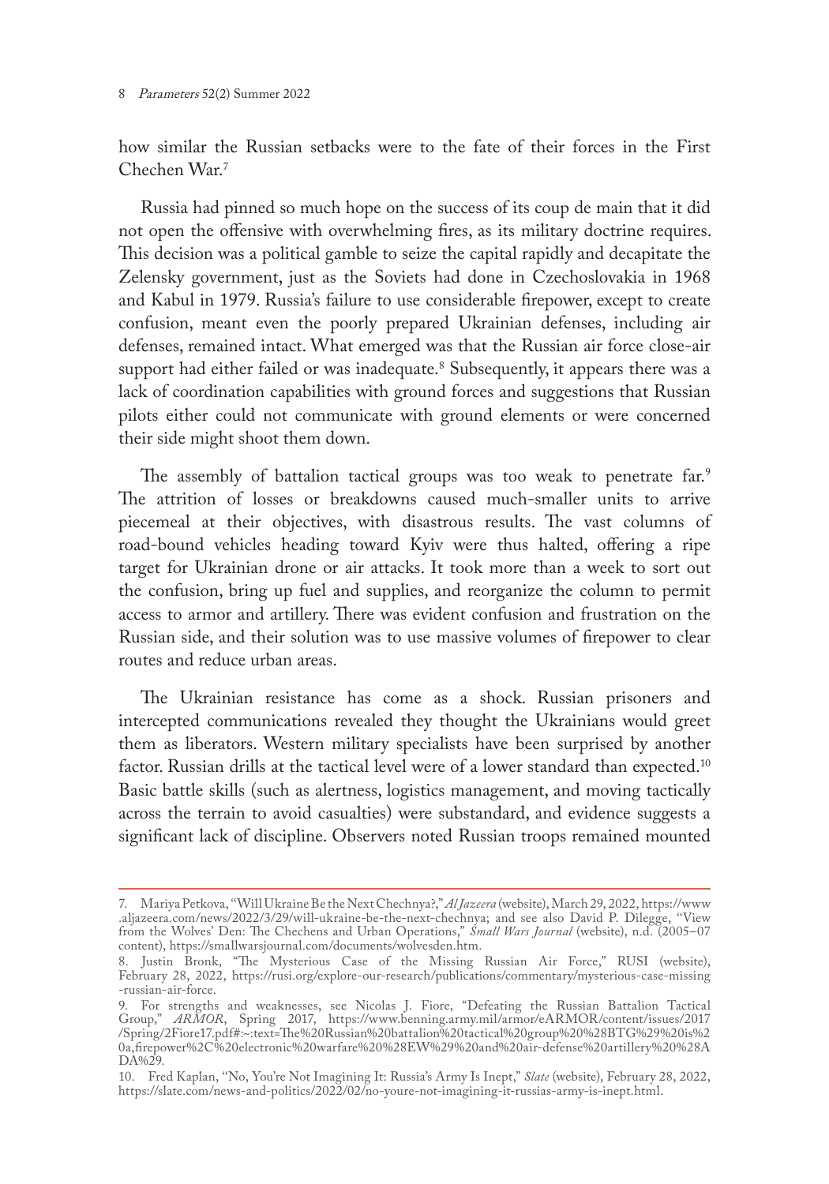how similar the Russian setbacks were to the fate of their forces in the First Chechen War.[7]

Russia had pinned so much hope on the success of its coup de main that it did not open the offensive with overwhelming fires, as its military doctrine requires. This decision was a political gamble to seize the capital rapidly and decapitate the Zelensky government, just as the Soviets had done in Czechoslovakia in 1968 and Kabul in 1979. Russia's failure to use considerable firepower, except to create confusion, meant even the poorly prepared Ukrainian defenses, including air defenses, remained intact. What emerged was that the Russian air force close-air support had either failed or was inadequate.[8] Subsequently, it appears there was a lack of coordination capabilities with ground forces and suggestions that Russian pilots either could not communicate with ground elements or were concerned their side might shoot them down.

The assembly of battalion tactical groups was too weak to penetrate far.[9] The attrition of losses or breakdowns caused much-smaller units to arrive piecemeal at their objectives, with disastrous results. The vast columns of road-bound vehicles heading toward Kyiv were thus halted, offering a ripe target for Ukrainian drone or air attacks. It took more than a week to sort out the confusion, bring up fuel and supplies, and reorganize the column to permit access to armor and artillery. There was evident confusion and frustration on the Russian side, and their solution was to use massive volumes of firepower to clear routes and reduce urban areas.

The Ukrainian resistance has come as a shock. Russian prisoners and intercepted communications revealed they thought the Ukrainians would greet them as liberators. Western military specialists have been surprised by another factor. Russian drills at the tactical level were of a lower standard than expected.[10] Basic battle skills (such as alertness, logistics management, and moving tactically across the terrain to avoid casualties) were substandard, and evidence suggests a significant lack of discipline. Observers noted Russian troops remained mounted

---

7. Mariya Petkova, "Will Ukraine Be the Next Chechnya?," *Al Jazeera* (website), March 29, 2022, https://www.aljazeera.com/news/2022/3/29/will-ukraine-be-the-next-chechnya; and see also David P. Dilegge, "View from the Wolves' Den: The Chechens and Urban Operations," *Small Wars Journal* (website), n.d. (2005–07 content), https://smallwarsjournal.com/documents/wolvesden.htm.

8. Justin Bronk, "The Mysterious Case of the Missing Russian Air Force," RUSI (website), February 28, 2022, https://rusi.org/explore-our-research/publications/commentary/mysterious-case-missing-russian-air-force.

9. For strengths and weaknesses, see Nicolas J. Fiore, "Defeating the Russian Battalion Tactical Group," *ARMOR*, Spring 2017, https://www.benning.army.mil/armor/eARMOR/content/issues/2017/Spring/2Fiore17.pdf#:~:text=The%20Russian%20battalion%20tactical%20group%20%28BTG%29%20is%20a,firepower%2C%20electronic%20warfare%20%28EW%29%20and%20air-defense%20artillery%20%28ADA%29.

10. Fred Kaplan, "No, You're Not Imagining It: Russia's Army Is Inept," *Slate* (website), February 28, 2022, https://slate.com/news-and-politics/2022/02/no-youre-not-imagining-it-russias-army-is-inept.html.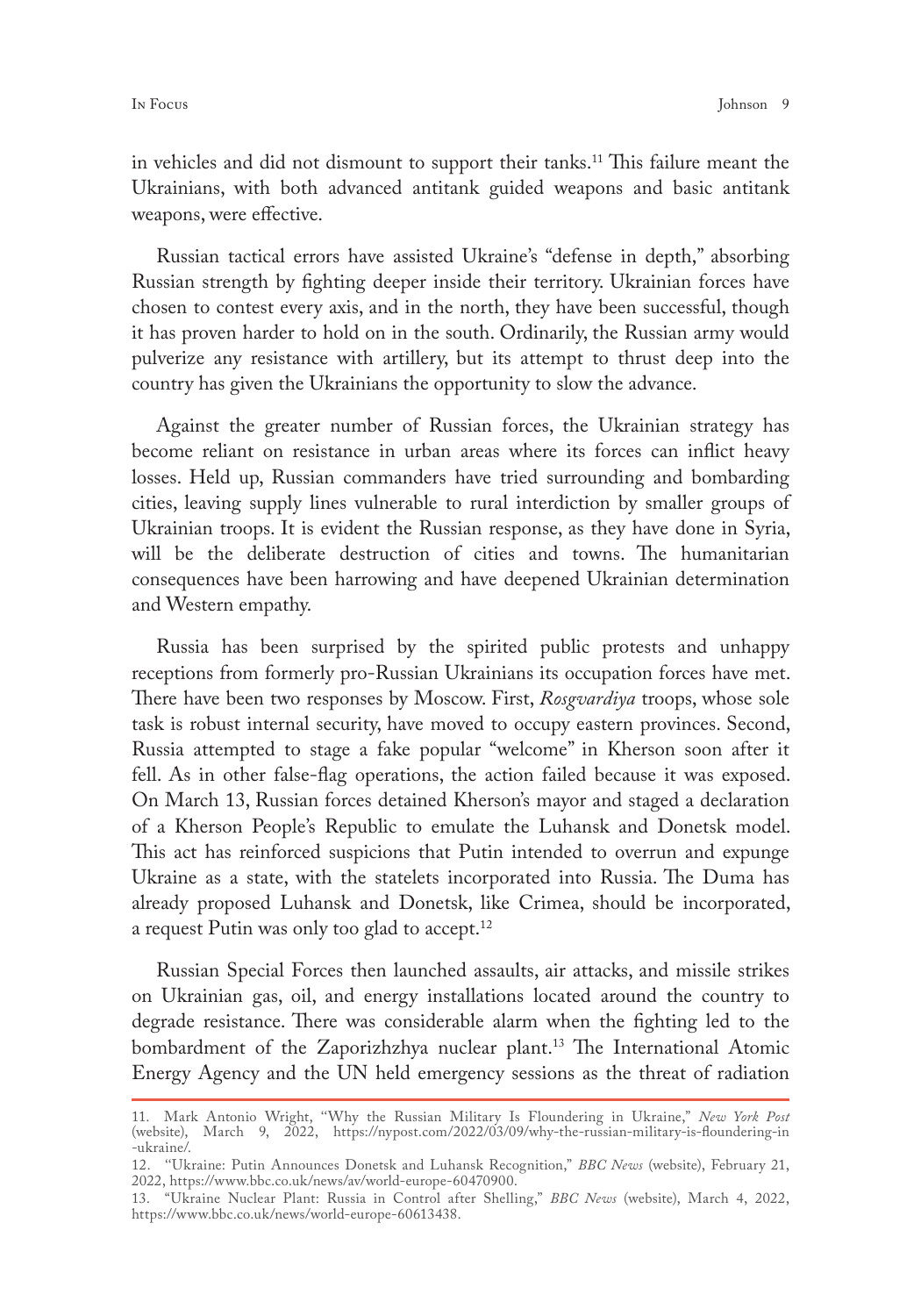in vehicles and did not dismount to support their tanks.[11] This failure meant the Ukrainians, with both advanced antitank guided weapons and basic antitank weapons, were effective.

Russian tactical errors have assisted Ukraine's "defense in depth," absorbing Russian strength by fighting deeper inside their territory. Ukrainian forces have chosen to contest every axis, and in the north, they have been successful, though it has proven harder to hold on in the south. Ordinarily, the Russian army would pulverize any resistance with artillery, but its attempt to thrust deep into the country has given the Ukrainians the opportunity to slow the advance.

Against the greater number of Russian forces, the Ukrainian strategy has become reliant on resistance in urban areas where its forces can inflict heavy losses. Held up, Russian commanders have tried surrounding and bombarding cities, leaving supply lines vulnerable to rural interdiction by smaller groups of Ukrainian troops. It is evident the Russian response, as they have done in Syria, will be the deliberate destruction of cities and towns. The humanitarian consequences have been harrowing and have deepened Ukrainian determination and Western empathy.

Russia has been surprised by the spirited public protests and unhappy receptions from formerly pro-Russian Ukrainians its occupation forces have met. There have been two responses by Moscow. First, *Rosgvardiya* troops, whose sole task is robust internal security, have moved to occupy eastern provinces. Second, Russia attempted to stage a fake popular "welcome" in Kherson soon after it fell. As in other false-flag operations, the action failed because it was exposed. On March 13, Russian forces detained Kherson's mayor and staged a declaration of a Kherson People's Republic to emulate the Luhansk and Donetsk model. This act has reinforced suspicions that Putin intended to overrun and expunge Ukraine as a state, with the statelets incorporated into Russia. The Duma has already proposed Luhansk and Donetsk, like Crimea, should be incorporated, a request Putin was only too glad to accept.[12]

Russian Special Forces then launched assaults, air attacks, and missile strikes on Ukrainian gas, oil, and energy installations located around the country to degrade resistance. There was considerable alarm when the fighting led to the bombardment of the Zaporizhzhya nuclear plant.[13] The International Atomic Energy Agency and the UN held emergency sessions as the threat of radiation

---

11. Mark Antonio Wright, "Why the Russian Military Is Floundering in Ukraine," *New York Post* (website), March 9, 2022, https://nypost.com/2022/03/09/why-the-russian-military-is-floundering-in-ukraine/.

12. "Ukraine: Putin Announces Donetsk and Luhansk Recognition," *BBC News* (website), February 21, 2022, https://www.bbc.co.uk/news/av/world-europe-60470900.

13. "Ukraine Nuclear Plant: Russia in Control after Shelling," *BBC News* (website), March 4, 2022, https://www.bbc.co.uk/news/world-europe-60613438.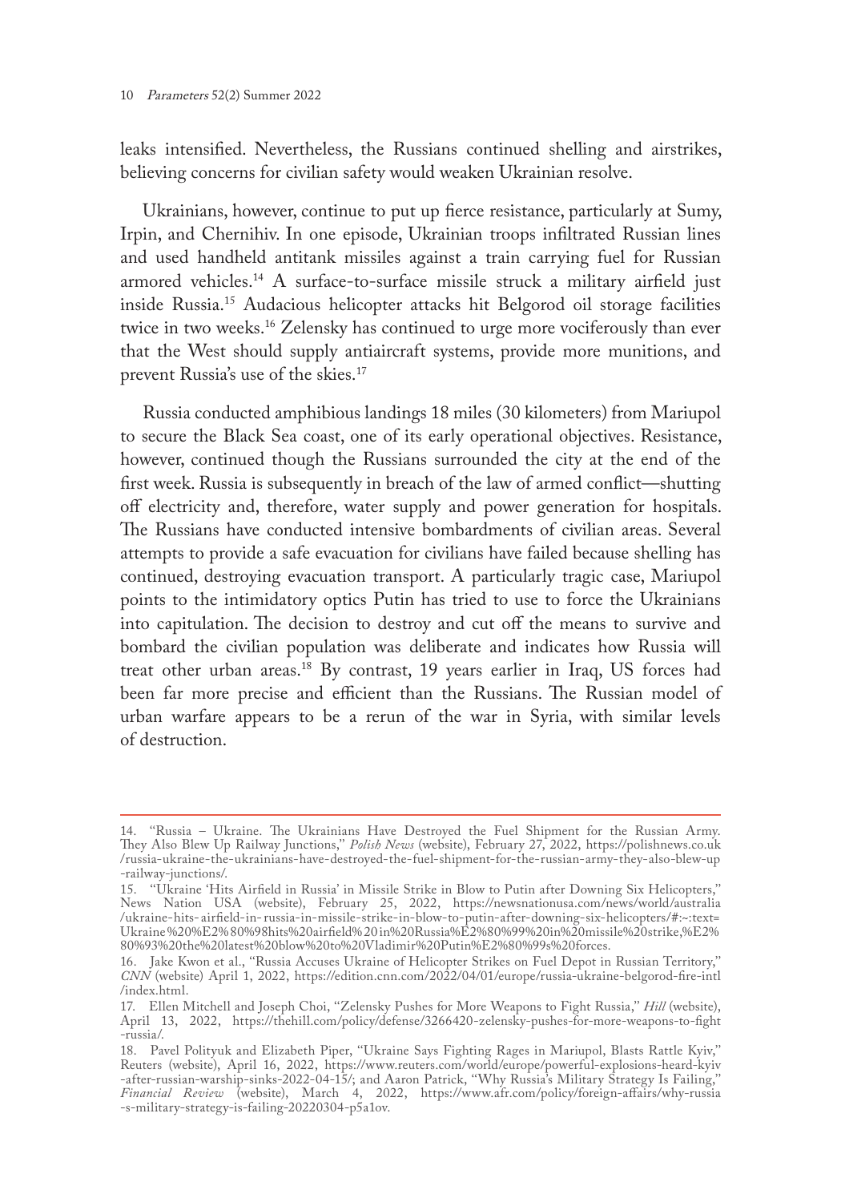leaks intensified. Nevertheless, the Russians continued shelling and airstrikes, believing concerns for civilian safety would weaken Ukrainian resolve.

Ukrainians, however, continue to put up fierce resistance, particularly at Sumy, Irpin, and Chernihiv. In one episode, Ukrainian troops infiltrated Russian lines and used handheld antitank missiles against a train carrying fuel for Russian armored vehicles.[14] A surface-to-surface missile struck a military airfield just inside Russia.[15] Audacious helicopter attacks hit Belgorod oil storage facilities twice in two weeks.[16] Zelensky has continued to urge more vociferously than ever that the West should supply antiaircraft systems, provide more munitions, and prevent Russia's use of the skies.[17]

Russia conducted amphibious landings 18 miles (30 kilometers) from Mariupol to secure the Black Sea coast, one of its early operational objectives. Resistance, however, continued though the Russians surrounded the city at the end of the first week. Russia is subsequently in breach of the law of armed conflict—shutting off electricity and, therefore, water supply and power generation for hospitals. The Russians have conducted intensive bombardments of civilian areas. Several attempts to provide a safe evacuation for civilians have failed because shelling has continued, destroying evacuation transport. A particularly tragic case, Mariupol points to the intimidatory optics Putin has tried to use to force the Ukrainians into capitulation. The decision to destroy and cut off the means to survive and bombard the civilian population was deliberate and indicates how Russia will treat other urban areas.[18] By contrast, 19 years earlier in Iraq, US forces had been far more precise and efficient than the Russians. The Russian model of urban warfare appears to be a rerun of the war in Syria, with similar levels of destruction.

---

14. "Russia – Ukraine. The Ukrainians Have Destroyed the Fuel Shipment for the Russian Army. They Also Blew Up Railway Junctions," *Polish News* (website), February 27, 2022, https://polishnews.co.uk/russia-ukraine-the-ukrainians-have-destroyed-the-fuel-shipment-for-the-russian-army-they-also-blew-up-railway-junctions/.

15. "Ukraine 'Hits Airfield in Russia' in Missile Strike in Blow to Putin after Downing Six Helicopters," News Nation USA (website), February 25, 2022, https://newsnationusa.com/news/world/australia/ukraine-hits-airfield-in-russia-in-missile-strike-in-blow-to-putin-after-downing-six-helicopters/#:~:text=Ukraine%20%E2%80%98hits%20airfield%20in%20Russia%E2%80%99%20in%20missile%20strike,%E2%80%93%20the%20latest%20blow%20to%20Vladimir%20Putin%E2%80%99s%20forces.

16. Jake Kwon et al., "Russia Accuses Ukraine of Helicopter Strikes on Fuel Depot in Russian Territory," *CNN* (website) April 1, 2022, https://edition.cnn.com/2022/04/01/europe/russia-ukraine-belgorod-fire-intl/index.html.

17. Ellen Mitchell and Joseph Choi, "Zelensky Pushes for More Weapons to Fight Russia," *Hill* (website), April 13, 2022, https://thehill.com/policy/defense/3266420-zelensky-pushes-for-more-weapons-to-fight-russia/.

18. Pavel Polityuk and Elizabeth Piper, "Ukraine Says Fighting Rages in Mariupol, Blasts Rattle Kyiv," Reuters (website), April 16, 2022, https://www.reuters.com/world/europe/powerful-explosions-heard-kyiv-after-russian-warship-sinks-2022-04-15/; and Aaron Patrick, "Why Russia's Military Strategy Is Failing," *Financial Review* (website), March 4, 2022, https://www.afr.com/policy/foreign-affairs/why-russia-s-military-strategy-is-failing-20220304-p5a1ov.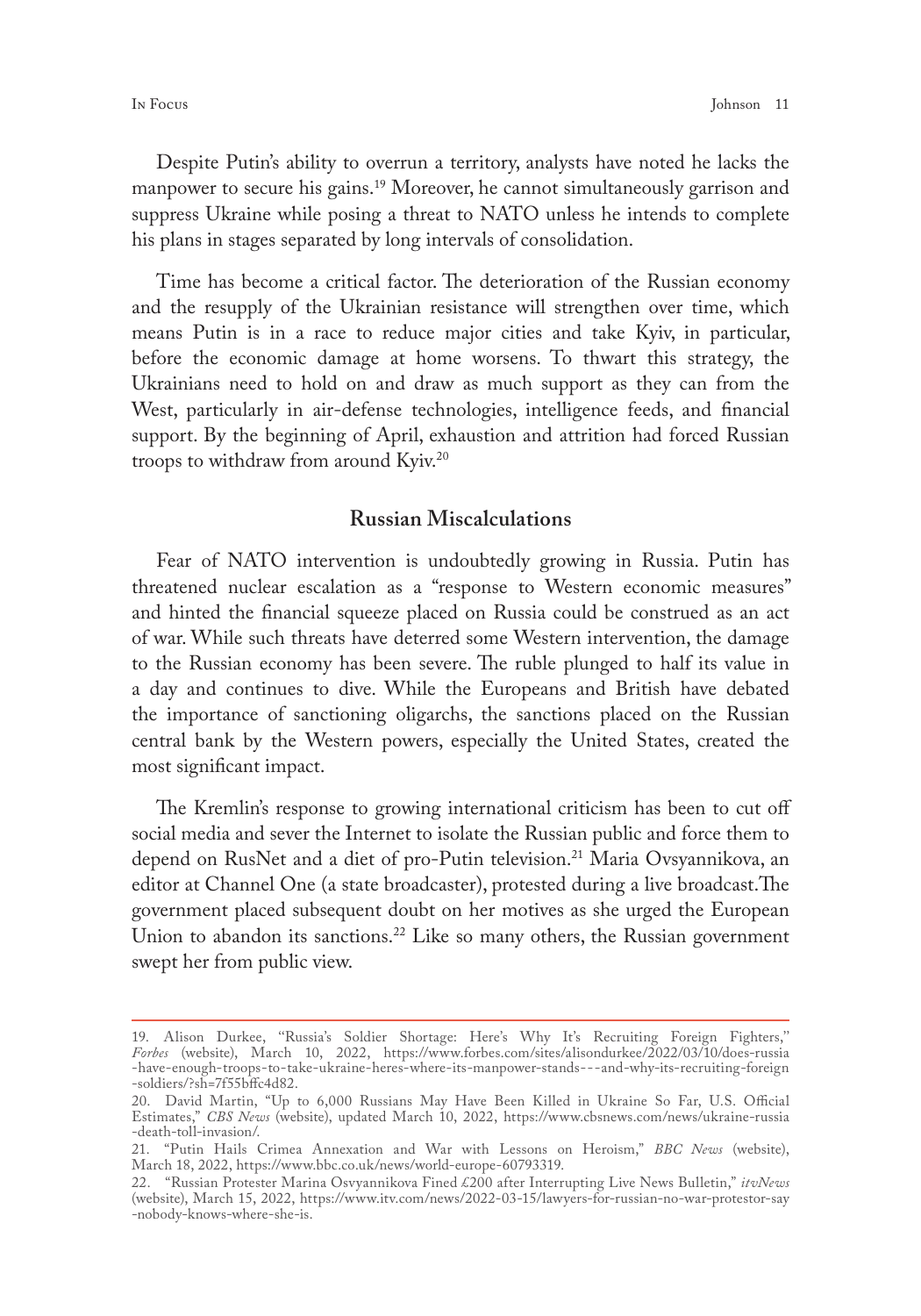Despite Putin's ability to overrun a territory, analysts have noted he lacks the manpower to secure his gains.[19] Moreover, he cannot simultaneously garrison and suppress Ukraine while posing a threat to NATO unless he intends to complete his plans in stages separated by long intervals of consolidation.

Time has become a critical factor. The deterioration of the Russian economy and the resupply of the Ukrainian resistance will strengthen over time, which means Putin is in a race to reduce major cities and take Kyiv, in particular, before the economic damage at home worsens. To thwart this strategy, the Ukrainians need to hold on and draw as much support as they can from the West, particularly in air-defense technologies, intelligence feeds, and financial support. By the beginning of April, exhaustion and attrition had forced Russian troops to withdraw from around Kyiv.[20]

## Russian Miscalculations

Fear of NATO intervention is undoubtedly growing in Russia. Putin has threatened nuclear escalation as a "response to Western economic measures" and hinted the financial squeeze placed on Russia could be construed as an act of war. While such threats have deterred some Western intervention, the damage to the Russian economy has been severe. The ruble plunged to half its value in a day and continues to dive. While the Europeans and British have debated the importance of sanctioning oligarchs, the sanctions placed on the Russian central bank by the Western powers, especially the United States, created the most significant impact.

The Kremlin's response to growing international criticism has been to cut off social media and sever the Internet to isolate the Russian public and force them to depend on RusNet and a diet of pro-Putin television.[21] Maria Ovsyannikova, an editor at Channel One (a state broadcaster), protested during a live broadcast.The government placed subsequent doubt on her motives as she urged the European Union to abandon its sanctions.[22] Like so many others, the Russian government swept her from public view.

---

19. Alison Durkee, "Russia's Soldier Shortage: Here's Why It's Recruiting Foreign Fighters," *Forbes* (website), March 10, 2022, https://www.forbes.com/sites/alisondurkee/2022/03/10/does-russia-have-enough-troops-to-take-ukraine-heres-where-its-manpower-stands---and-why-its-recruiting-foreign-soldiers/?sh=7f55bffc4d82.

20. David Martin, "Up to 6,000 Russians May Have Been Killed in Ukraine So Far, U.S. Official Estimates," *CBS News* (website), updated March 10, 2022, https://www.cbsnews.com/news/ukraine-russia-death-toll-invasion/.

21. "Putin Hails Crimea Annexation and War with Lessons on Heroism," *BBC News* (website), March 18, 2022, https://www.bbc.co.uk/news/world-europe-60793319.

22. "Russian Protester Marina Osvyannikova Fined £200 after Interrupting Live News Bulletin," *itvNews* (website), March 15, 2022, https://www.itv.com/news/2022-03-15/lawyers-for-russian-no-war-protestor-say-nobody-knows-where-she-is.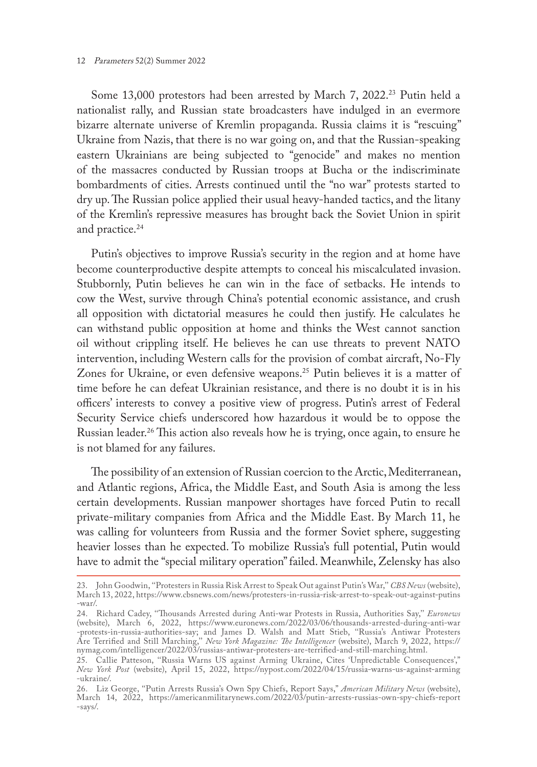Some 13,000 protestors had been arrested by March 7, 2022.[23] Putin held a nationalist rally, and Russian state broadcasters have indulged in an evermore bizarre alternate universe of Kremlin propaganda. Russia claims it is "rescuing" Ukraine from Nazis, that there is no war going on, and that the Russian-speaking eastern Ukrainians are being subjected to "genocide" and makes no mention of the massacres conducted by Russian troops at Bucha or the indiscriminate bombardments of cities. Arrests continued until the "no war" protests started to dry up. The Russian police applied their usual heavy-handed tactics, and the litany of the Kremlin's repressive measures has brought back the Soviet Union in spirit and practice.[24]

Putin's objectives to improve Russia's security in the region and at home have become counterproductive despite attempts to conceal his miscalculated invasion. Stubbornly, Putin believes he can win in the face of setbacks. He intends to cow the West, survive through China's potential economic assistance, and crush all opposition with dictatorial measures he could then justify. He calculates he can withstand public opposition at home and thinks the West cannot sanction oil without crippling itself. He believes he can use threats to prevent NATO intervention, including Western calls for the provision of combat aircraft, No-Fly Zones for Ukraine, or even defensive weapons.[25] Putin believes it is a matter of time before he can defeat Ukrainian resistance, and there is no doubt it is in his officers' interests to convey a positive view of progress. Putin's arrest of Federal Security Service chiefs underscored how hazardous it would be to oppose the Russian leader.[26] This action also reveals how he is trying, once again, to ensure he is not blamed for any failures.

The possibility of an extension of Russian coercion to the Arctic, Mediterranean, and Atlantic regions, Africa, the Middle East, and South Asia is among the less certain developments. Russian manpower shortages have forced Putin to recall private-military companies from Africa and the Middle East. By March 11, he was calling for volunteers from Russia and the former Soviet sphere, suggesting heavier losses than he expected. To mobilize Russia's full potential, Putin would have to admit the "special military operation" failed. Meanwhile, Zelensky has also

---

23. John Goodwin, "Protesters in Russia Risk Arrest to Speak Out against Putin's War," *CBS News* (website), March 13, 2022, https://www.cbsnews.com/news/protesters-in-russia-risk-arrest-to-speak-out-against-putins-war/.

24. Richard Cadey, "Thousands Arrested during Anti-war Protests in Russia, Authorities Say," *Euronews* (website), March 6, 2022, https://www.euronews.com/2022/03/06/thousands-arrested-during-anti-war-protests-in-russia-authorities-say; and James D. Walsh and Matt Stieb, "Russia's Antiwar Protesters Are Terrified and Still Marching," *New York Magazine: The Intelligencer* (website), March 9, 2022, https://nymag.com/intelligencer/2022/03/russias-antiwar-protesters-are-terrified-and-still-marching.html.

25. Callie Patteson, "Russia Warns US against Arming Ukraine, Cites 'Unpredictable Consequences'," *New York Post* (website), April 15, 2022, https://nypost.com/2022/04/15/russia-warns-us-against-arming-ukraine/.

26. Liz George, "Putin Arrests Russia's Own Spy Chiefs, Report Says," *American Military News* (website), March 14, 2022, https://americanmilitarynews.com/2022/03/putin-arrests-russias-own-spy-chiefs-report-says/.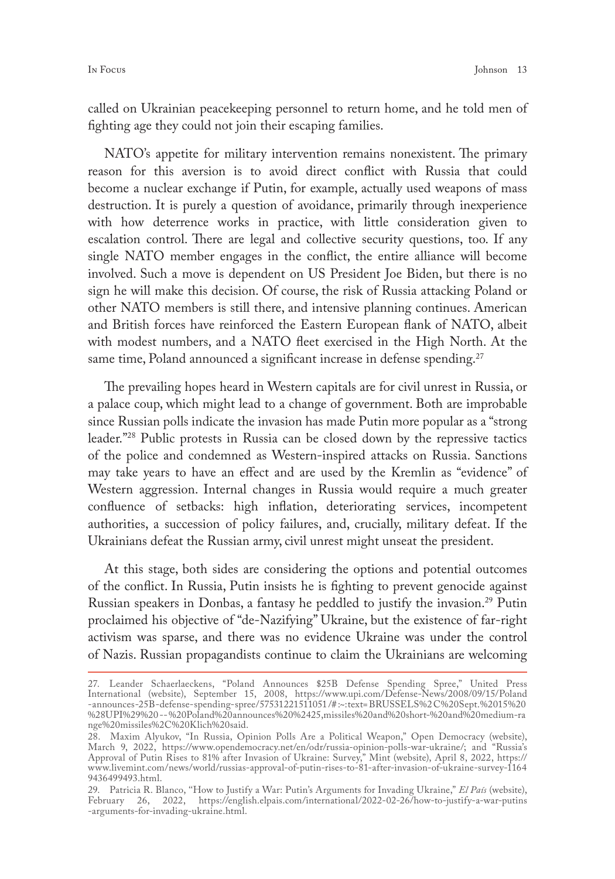called on Ukrainian peacekeeping personnel to return home, and he told men of fighting age they could not join their escaping families.

NATO's appetite for military intervention remains nonexistent. The primary reason for this aversion is to avoid direct conflict with Russia that could become a nuclear exchange if Putin, for example, actually used weapons of mass destruction. It is purely a question of avoidance, primarily through inexperience with how deterrence works in practice, with little consideration given to escalation control. There are legal and collective security questions, too. If any single NATO member engages in the conflict, the entire alliance will become involved. Such a move is dependent on US President Joe Biden, but there is no sign he will make this decision. Of course, the risk of Russia attacking Poland or other NATO members is still there, and intensive planning continues. American and British forces have reinforced the Eastern European flank of NATO, albeit with modest numbers, and a NATO fleet exercised in the High North. At the same time, Poland announced a significant increase in defense spending.[27]

The prevailing hopes heard in Western capitals are for civil unrest in Russia, or a palace coup, which might lead to a change of government. Both are improbable since Russian polls indicate the invasion has made Putin more popular as a "strong leader."[28] Public protests in Russia can be closed down by the repressive tactics of the police and condemned as Western-inspired attacks on Russia. Sanctions may take years to have an effect and are used by the Kremlin as "evidence" of Western aggression. Internal changes in Russia would require a much greater confluence of setbacks: high inflation, deteriorating services, incompetent authorities, a succession of policy failures, and, crucially, military defeat. If the Ukrainians defeat the Russian army, civil unrest might unseat the president.

At this stage, both sides are considering the options and potential outcomes of the conflict. In Russia, Putin insists he is fighting to prevent genocide against Russian speakers in Donbas, a fantasy he peddled to justify the invasion.[29] Putin proclaimed his objective of "de-Nazifying" Ukraine, but the existence of far-right activism was sparse, and there was no evidence Ukraine was under the control of Nazis. Russian propagandists continue to claim the Ukrainians are welcoming

---

27. Leander Schaerlaeckens, "Poland Announces $25B Defense Spending Spree," United Press International (website), September 15, 2008, https://www.upi.com/Defense-News/2008/09/15/Poland-announces-25B-defense-spending-spree/57531221511051/#:~:text=BRUSSELS%2C%20Sept.%2015%20%28UPI%29%20--%20Poland%20announces%20%2425,missiles%20and%20short-%20and%20medium-range%20missiles%2C%20Klich%20said.

28. Maxim Alyukov, "In Russia, Opinion Polls Are a Political Weapon," Open Democracy (website), March 9, 2022, https://www.opendemocracy.net/en/odr/russia-opinion-polls-war-ukraine/; and "Russia's Approval of Putin Rises to 81% after Invasion of Ukraine: Survey," Mint (website), April 8, 2022, https://www.livemint.com/news/world/russias-approval-of-putin-rises-to-81-after-invasion-of-ukraine-survey-11649436499493.html.

29. Patricia R. Blanco, "How to Justify a War: Putin's Arguments for Invading Ukraine," *El País* (website), February 26, 2022, https://english.elpais.com/international/2022-02-26/how-to-justify-a-war-putins-arguments-for-invading-ukraine.html.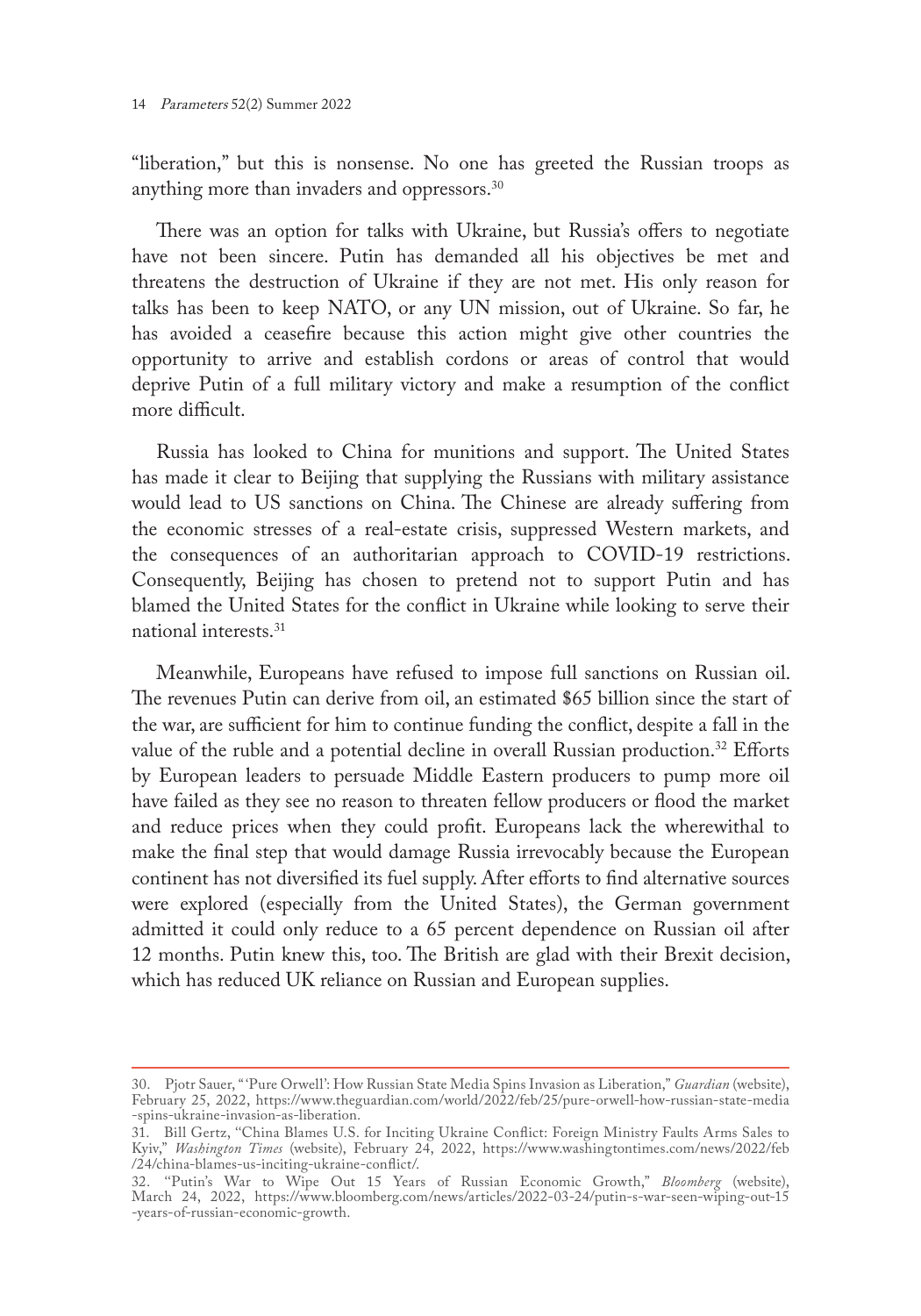"liberation," but this is nonsense. No one has greeted the Russian troops as anything more than invaders and oppressors.[30]

There was an option for talks with Ukraine, but Russia's offers to negotiate have not been sincere. Putin has demanded all his objectives be met and threatens the destruction of Ukraine if they are not met. His only reason for talks has been to keep NATO, or any UN mission, out of Ukraine. So far, he has avoided a ceasefire because this action might give other countries the opportunity to arrive and establish cordons or areas of control that would deprive Putin of a full military victory and make a resumption of the conflict more difficult.

Russia has looked to China for munitions and support. The United States has made it clear to Beijing that supplying the Russians with military assistance would lead to US sanctions on China. The Chinese are already suffering from the economic stresses of a real-estate crisis, suppressed Western markets, and the consequences of an authoritarian approach to COVID-19 restrictions. Consequently, Beijing has chosen to pretend not to support Putin and has blamed the United States for the conflict in Ukraine while looking to serve their national interests.[31]

Meanwhile, Europeans have refused to impose full sanctions on Russian oil. The revenues Putin can derive from oil, an estimated $65 billion since the start of the war, are sufficient for him to continue funding the conflict, despite a fall in the value of the ruble and a potential decline in overall Russian production.[32] Efforts by European leaders to persuade Middle Eastern producers to pump more oil have failed as they see no reason to threaten fellow producers or flood the market and reduce prices when they could profit. Europeans lack the wherewithal to make the final step that would damage Russia irrevocably because the European continent has not diversified its fuel supply. After efforts to find alternative sources were explored (especially from the United States), the German government admitted it could only reduce to a 65 percent dependence on Russian oil after 12 months. Putin knew this, too. The British are glad with their Brexit decision, which has reduced UK reliance on Russian and European supplies.

---

30. Pjotr Sauer, "'Pure Orwell': How Russian State Media Spins Invasion as Liberation," *Guardian* (website), February 25, 2022, https://www.theguardian.com/world/2022/feb/25/pure-orwell-how-russian-state-media-spins-ukraine-invasion-as-liberation.

31. Bill Gertz, "China Blames U.S. for Inciting Ukraine Conflict: Foreign Ministry Faults Arms Sales to Kyiv," *Washington Times* (website), February 24, 2022, https://www.washingtontimes.com/news/2022/feb/24/china-blames-us-inciting-ukraine-conflict/.

32. "Putin's War to Wipe Out 15 Years of Russian Economic Growth," *Bloomberg* (website), March 24, 2022, https://www.bloomberg.com/news/articles/2022-03-24/putin-s-war-seen-wiping-out-15-years-of-russian-economic-growth.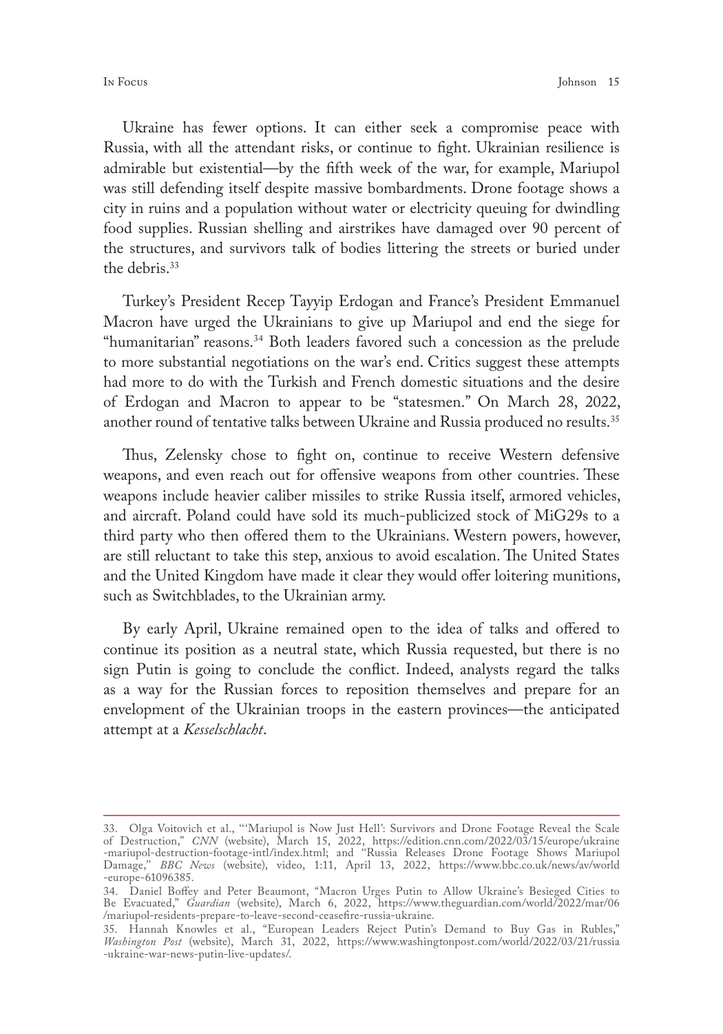Ukraine has fewer options. It can either seek a compromise peace with Russia, with all the attendant risks, or continue to fight. Ukrainian resilience is admirable but existential—by the fifth week of the war, for example, Mariupol was still defending itself despite massive bombardments. Drone footage shows a city in ruins and a population without water or electricity queuing for dwindling food supplies. Russian shelling and airstrikes have damaged over 90 percent of the structures, and survivors talk of bodies littering the streets or buried under the debris.[33]

Turkey's President Recep Tayyip Erdogan and France's President Emmanuel Macron have urged the Ukrainians to give up Mariupol and end the siege for "humanitarian" reasons.[34] Both leaders favored such a concession as the prelude to more substantial negotiations on the war's end. Critics suggest these attempts had more to do with the Turkish and French domestic situations and the desire of Erdogan and Macron to appear to be "statesmen." On March 28, 2022, another round of tentative talks between Ukraine and Russia produced no results.[35]

Thus, Zelensky chose to fight on, continue to receive Western defensive weapons, and even reach out for offensive weapons from other countries. These weapons include heavier caliber missiles to strike Russia itself, armored vehicles, and aircraft. Poland could have sold its much-publicized stock of MiG29s to a third party who then offered them to the Ukrainians. Western powers, however, are still reluctant to take this step, anxious to avoid escalation. The United States and the United Kingdom have made it clear they would offer loitering munitions, such as Switchblades, to the Ukrainian army.

By early April, Ukraine remained open to the idea of talks and offered to continue its position as a neutral state, which Russia requested, but there is no sign Putin is going to conclude the conflict. Indeed, analysts regard the talks as a way for the Russian forces to reposition themselves and prepare for an envelopment of the Ukrainian troops in the eastern provinces—the anticipated attempt at a *Kesselschlacht*.

---

33. Olga Voitovich et al., "'Mariupol is Now Just Hell': Survivors and Drone Footage Reveal the Scale of Destruction," *CNN* (website), March 15, 2022, https://edition.cnn.com/2022/03/15/europe/ukraine-mariupol-destruction-footage-intl/index.html; and "Russia Releases Drone Footage Shows Mariupol Damage," *BBC News* (website), video, 1:11, April 13, 2022, https://www.bbc.co.uk/news/av/world-europe-61096385.

34. Daniel Boffey and Peter Beaumont, "Macron Urges Putin to Allow Ukraine's Besieged Cities to Be Evacuated," *Guardian* (website), March 6, 2022, https://www.theguardian.com/world/2022/mar/06/mariupol-residents-prepare-to-leave-second-ceasefire-russia-ukraine.

35. Hannah Knowles et al., "European Leaders Reject Putin's Demand to Buy Gas in Rubles," *Washington Post* (website), March 31, 2022, https://www.washingtonpost.com/world/2022/03/21/russia-ukraine-war-news-putin-live-updates/.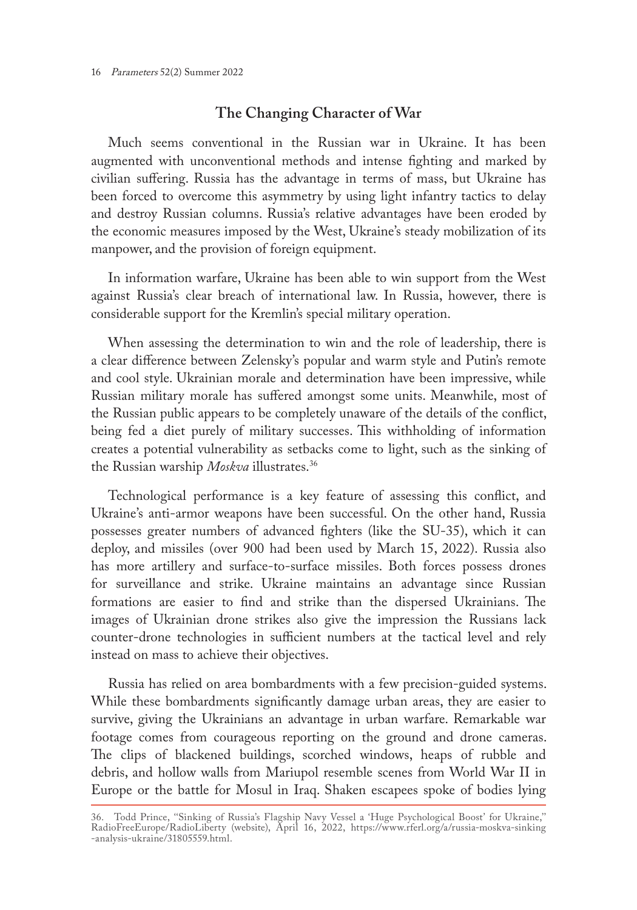## The Changing Character of War

Much seems conventional in the Russian war in Ukraine. It has been augmented with unconventional methods and intense fighting and marked by civilian suffering. Russia has the advantage in terms of mass, but Ukraine has been forced to overcome this asymmetry by using light infantry tactics to delay and destroy Russian columns. Russia's relative advantages have been eroded by the economic measures imposed by the West, Ukraine's steady mobilization of its manpower, and the provision of foreign equipment.

In information warfare, Ukraine has been able to win support from the West against Russia's clear breach of international law. In Russia, however, there is considerable support for the Kremlin's special military operation.

When assessing the determination to win and the role of leadership, there is a clear difference between Zelensky's popular and warm style and Putin's remote and cool style. Ukrainian morale and determination have been impressive, while Russian military morale has suffered amongst some units. Meanwhile, most of the Russian public appears to be completely unaware of the details of the conflict, being fed a diet purely of military successes. This withholding of information creates a potential vulnerability as setbacks come to light, such as the sinking of the Russian warship *Moskva* illustrates.[36]

Technological performance is a key feature of assessing this conflict, and Ukraine's anti-armor weapons have been successful. On the other hand, Russia possesses greater numbers of advanced fighters (like the SU-35), which it can deploy, and missiles (over 900 had been used by March 15, 2022). Russia also has more artillery and surface-to-surface missiles. Both forces possess drones for surveillance and strike. Ukraine maintains an advantage since Russian formations are easier to find and strike than the dispersed Ukrainians. The images of Ukrainian drone strikes also give the impression the Russians lack counter-drone technologies in sufficient numbers at the tactical level and rely instead on mass to achieve their objectives.

Russia has relied on area bombardments with a few precision-guided systems. While these bombardments significantly damage urban areas, they are easier to survive, giving the Ukrainians an advantage in urban warfare. Remarkable war footage comes from courageous reporting on the ground and drone cameras. The clips of blackened buildings, scorched windows, heaps of rubble and debris, and hollow walls from Mariupol resemble scenes from World War II in Europe or the battle for Mosul in Iraq. Shaken escapees spoke of bodies lying

36. Todd Prince, "Sinking of Russia's Flagship Navy Vessel a 'Huge Psychological Boost' for Ukraine," RadioFreeEurope/RadioLiberty (website), April 16, 2022, https://www.rferl.org/a/russia-moskva-sinking-analysis-ukraine/31805559.html.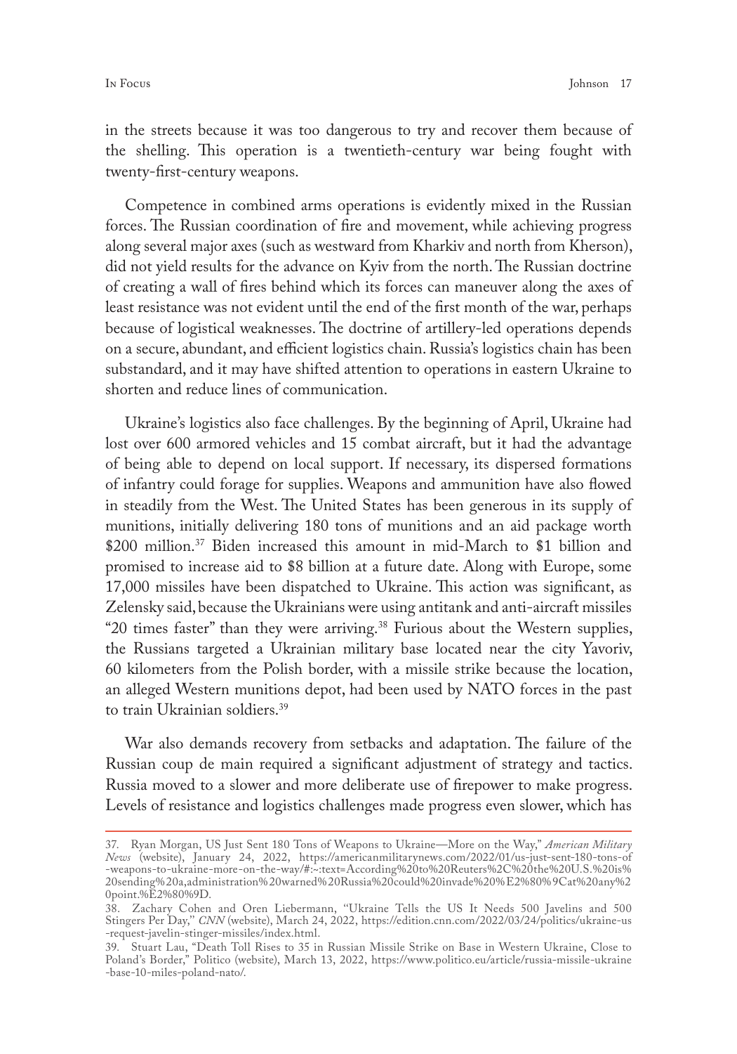in the streets because it was too dangerous to try and recover them because of the shelling. This operation is a twentieth-century war being fought with twenty-first-century weapons.

Competence in combined arms operations is evidently mixed in the Russian forces. The Russian coordination of fire and movement, while achieving progress along several major axes (such as westward from Kharkiv and north from Kherson), did not yield results for the advance on Kyiv from the north. The Russian doctrine of creating a wall of fires behind which its forces can maneuver along the axes of least resistance was not evident until the end of the first month of the war, perhaps because of logistical weaknesses. The doctrine of artillery-led operations depends on a secure, abundant, and efficient logistics chain. Russia's logistics chain has been substandard, and it may have shifted attention to operations in eastern Ukraine to shorten and reduce lines of communication.

Ukraine's logistics also face challenges. By the beginning of April, Ukraine had lost over 600 armored vehicles and 15 combat aircraft, but it had the advantage of being able to depend on local support. If necessary, its dispersed formations of infantry could forage for supplies. Weapons and ammunition have also flowed in steadily from the West. The United States has been generous in its supply of munitions, initially delivering 180 tons of munitions and an aid package worth \$200 million.[37] Biden increased this amount in mid-March to \$1 billion and promised to increase aid to \$8 billion at a future date. Along with Europe, some 17,000 missiles have been dispatched to Ukraine. This action was significant, as Zelensky said, because the Ukrainians were using antitank and anti-aircraft missiles "20 times faster" than they were arriving.[38] Furious about the Western supplies, the Russians targeted a Ukrainian military base located near the city Yavoriv, 60 kilometers from the Polish border, with a missile strike because the location, an alleged Western munitions depot, had been used by NATO forces in the past to train Ukrainian soldiers.[39]

War also demands recovery from setbacks and adaptation. The failure of the Russian coup de main required a significant adjustment of strategy and tactics. Russia moved to a slower and more deliberate use of firepower to make progress. Levels of resistance and logistics challenges made progress even slower, which has

---

37. Ryan Morgan, US Just Sent 180 Tons of Weapons to Ukraine—More on the Way," *American Military News* (website), January 24, 2022, https://americanmilitarynews.com/2022/01/us-just-sent-180-tons-of-weapons-to-ukraine-more-on-the-way/#:~:text=According%20to%20Reuters%2C%20the%20U.S.%20is%20sending%20a,administration%20warned%20Russia%20could%20invade%20%E2%80%9Cat%20any%20point.%E2%80%9D.

38. Zachary Cohen and Oren Liebermann, "Ukraine Tells the US It Needs 500 Javelins and 500 Stingers Per Day," *CNN* (website), March 24, 2022, https://edition.cnn.com/2022/03/24/politics/ukraine-us-request-javelin-stinger-missiles/index.html.

39. Stuart Lau, "Death Toll Rises to 35 in Russian Missile Strike on Base in Western Ukraine, Close to Poland's Border," Politico (website), March 13, 2022, https://www.politico.eu/article/russia-missile-ukraine-base-10-miles-poland-nato/.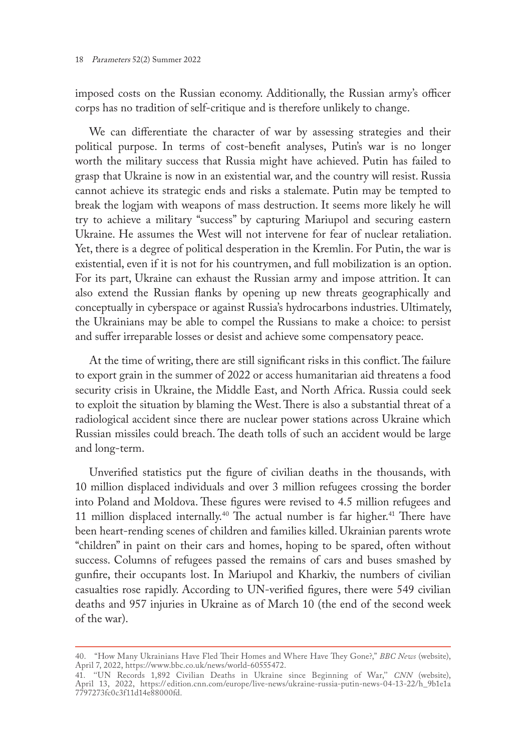imposed costs on the Russian economy. Additionally, the Russian army's officer corps has no tradition of self-critique and is therefore unlikely to change.

We can differentiate the character of war by assessing strategies and their political purpose. In terms of cost-benefit analyses, Putin's war is no longer worth the military success that Russia might have achieved. Putin has failed to grasp that Ukraine is now in an existential war, and the country will resist. Russia cannot achieve its strategic ends and risks a stalemate. Putin may be tempted to break the logjam with weapons of mass destruction. It seems more likely he will try to achieve a military "success" by capturing Mariupol and securing eastern Ukraine. He assumes the West will not intervene for fear of nuclear retaliation. Yet, there is a degree of political desperation in the Kremlin. For Putin, the war is existential, even if it is not for his countrymen, and full mobilization is an option. For its part, Ukraine can exhaust the Russian army and impose attrition. It can also extend the Russian flanks by opening up new threats geographically and conceptually in cyberspace or against Russia's hydrocarbons industries. Ultimately, the Ukrainians may be able to compel the Russians to make a choice: to persist and suffer irreparable losses or desist and achieve some compensatory peace.

At the time of writing, there are still significant risks in this conflict. The failure to export grain in the summer of 2022 or access humanitarian aid threatens a food security crisis in Ukraine, the Middle East, and North Africa. Russia could seek to exploit the situation by blaming the West. There is also a substantial threat of a radiological accident since there are nuclear power stations across Ukraine which Russian missiles could breach. The death tolls of such an accident would be large and long-term.

Unverified statistics put the figure of civilian deaths in the thousands, with 10 million displaced individuals and over 3 million refugees crossing the border into Poland and Moldova. These figures were revised to 4.5 million refugees and 11 million displaced internally.[40] The actual number is far higher.[41] There have been heart-rending scenes of children and families killed. Ukrainian parents wrote "children" in paint on their cars and homes, hoping to be spared, often without success. Columns of refugees passed the remains of cars and buses smashed by gunfire, their occupants lost. In Mariupol and Kharkiv, the numbers of civilian casualties rose rapidly. According to UN-verified figures, there were 549 civilian deaths and 957 injuries in Ukraine as of March 10 (the end of the second week of the war).

---

40. "How Many Ukrainians Have Fled Their Homes and Where Have They Gone?," *BBC News* (website), April 7, 2022, https://www.bbc.co.uk/news/world-60555472.

41. "UN Records 1,892 Civilian Deaths in Ukraine since Beginning of War," *CNN* (website), April 13, 2022, https://edition.cnn.com/europe/live-news/ukraine-russia-putin-news-04-13-22/h_9b1e1a7797273fc0c3f11d14e88000fd.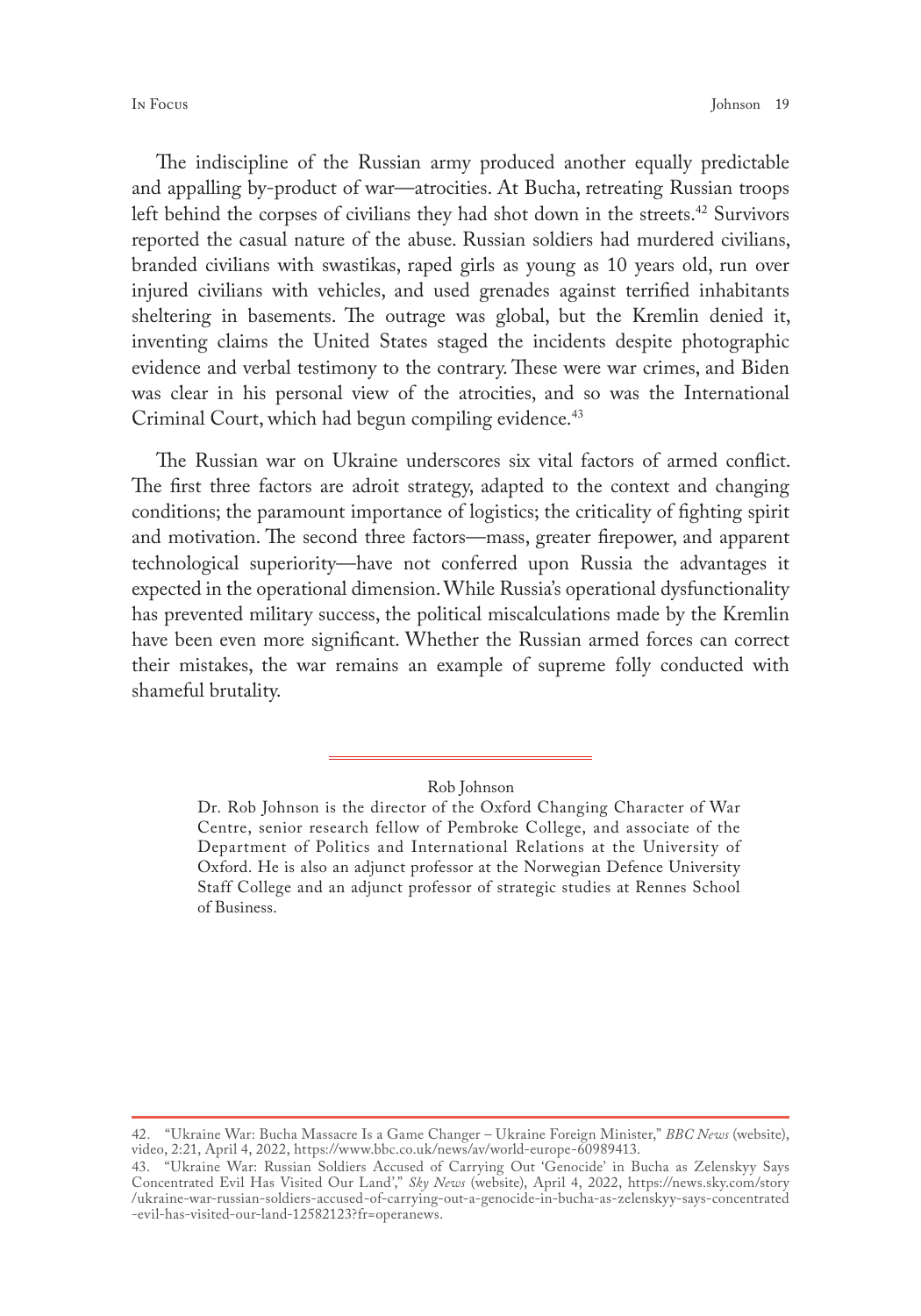The indiscipline of the Russian army produced another equally predictable and appalling by-product of war—atrocities. At Bucha, retreating Russian troops left behind the corpses of civilians they had shot down in the streets.[42] Survivors reported the casual nature of the abuse. Russian soldiers had murdered civilians, branded civilians with swastikas, raped girls as young as 10 years old, run over injured civilians with vehicles, and used grenades against terrified inhabitants sheltering in basements. The outrage was global, but the Kremlin denied it, inventing claims the United States staged the incidents despite photographic evidence and verbal testimony to the contrary. These were war crimes, and Biden was clear in his personal view of the atrocities, and so was the International Criminal Court, which had begun compiling evidence.[43]

The Russian war on Ukraine underscores six vital factors of armed conflict. The first three factors are adroit strategy, adapted to the context and changing conditions; the paramount importance of logistics; the criticality of fighting spirit and motivation. The second three factors—mass, greater firepower, and apparent technological superiority—have not conferred upon Russia the advantages it expected in the operational dimension. While Russia's operational dysfunctionality has prevented military success, the political miscalculations made by the Kremlin have been even more significant. Whether the Russian armed forces can correct their mistakes, the war remains an example of supreme folly conducted with shameful brutality.

---

Rob Johnson

Dr. Rob Johnson is the director of the Oxford Changing Character of War Centre, senior research fellow of Pembroke College, and associate of the Department of Politics and International Relations at the University of Oxford. He is also an adjunct professor at the Norwegian Defence University Staff College and an adjunct professor of strategic studies at Rennes School of Business.

---

42. "Ukraine War: Bucha Massacre Is a Game Changer – Ukraine Foreign Minister," *BBC News* (website), video, 2:21, April 4, 2022, https://www.bbc.co.uk/news/av/world-europe-60989413.

43. "Ukraine War: Russian Soldiers Accused of Carrying Out 'Genocide' in Bucha as Zelenskyy Says Concentrated Evil Has Visited Our Land'," *Sky News* (website), April 4, 2022, https://news.sky.com/story/ukraine-war-russian-soldiers-accused-of-carrying-out-a-genocide-in-bucha-as-zelenskyy-says-concentrated-evil-has-visited-our-land-12582123?fr=operanews.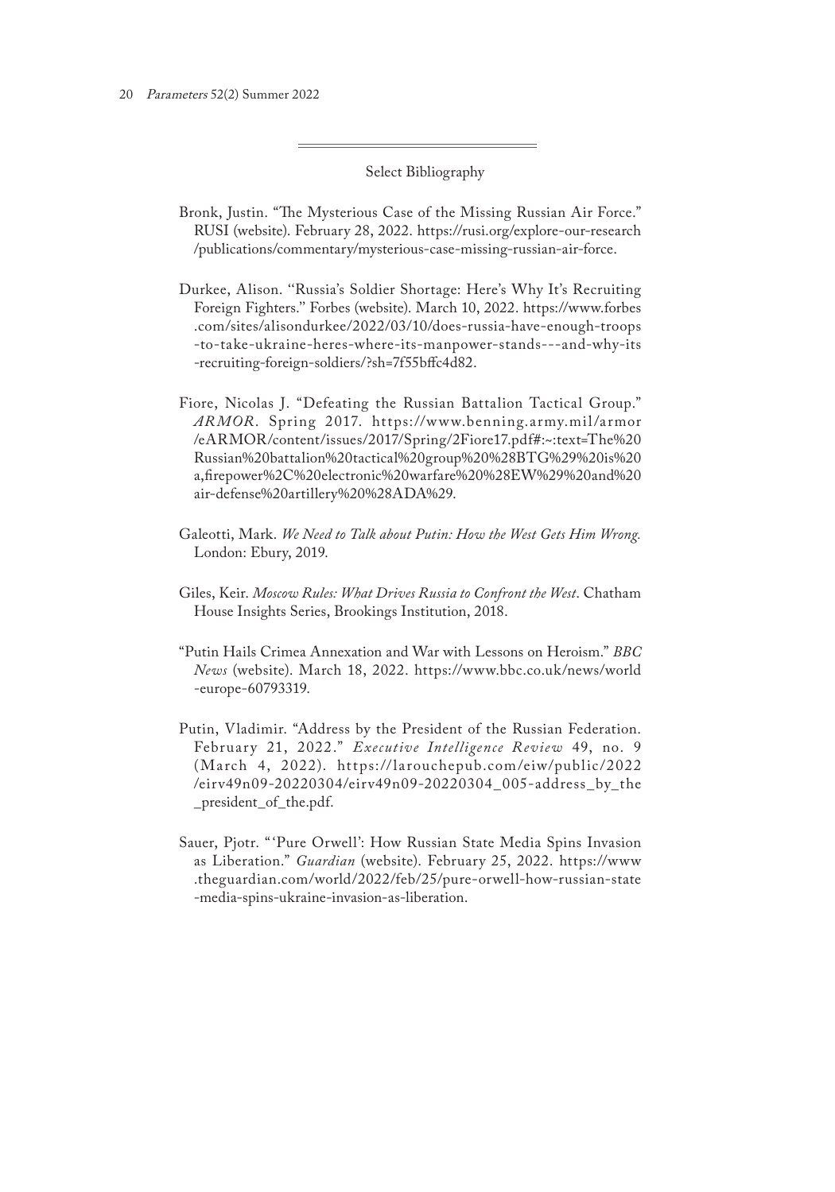## Select Bibliography

Bronk, Justin. "The Mysterious Case of the Missing Russian Air Force." RUSI (website). February 28, 2022. https://rusi.org/explore-our-research/publications/commentary/mysterious-case-missing-russian-air-force.

Durkee, Alison. "Russia's Soldier Shortage: Here's Why It's Recruiting Foreign Fighters." Forbes (website). March 10, 2022. https://www.forbes.com/sites/alisondurkee/2022/03/10/does-russia-have-enough-troops-to-take-ukraine-heres-where-its-manpower-stands---and-why-its-recruiting-foreign-soldiers/?sh=7f55bffc4d82.

Fiore, Nicolas J. "Defeating the Russian Battalion Tactical Group." *ARMOR*. Spring 2017. https://www.benning.army.mil/armor/eARMOR/content/issues/2017/Spring/2Fiore17.pdf#:~:text=The%20Russian%20battalion%20tactical%20group%20%28BTG%29%20is%20a,firepower%2C%20electronic%20warfare%20%28EW%29%20and%20air-defense%20artillery%20%28ADA%29.

Galeotti, Mark. *We Need to Talk about Putin: How the West Gets Him Wrong.* London: Ebury, 2019.

Giles, Keir. *Moscow Rules: What Drives Russia to Confront the West*. Chatham House Insights Series, Brookings Institution, 2018.

"Putin Hails Crimea Annexation and War with Lessons on Heroism." *BBC News* (website). March 18, 2022. https://www.bbc.co.uk/news/world-europe-60793319.

Putin, Vladimir. "Address by the President of the Russian Federation. February 21, 2022." *Executive Intelligence Review* 49, no. 9 (March 4, 2022). https://larouchepub.com/eiw/public/2022/eirv49n09-20220304/eirv49n09-20220304_005-address_by_the_president_of_the.pdf.

Sauer, Pjotr. "'Pure Orwell': How Russian State Media Spins Invasion as Liberation." *Guardian* (website). February 25, 2022. https://www.theguardian.com/world/2022/feb/25/pure-orwell-how-russian-state-media-spins-ukraine-invasion-as-liberation.